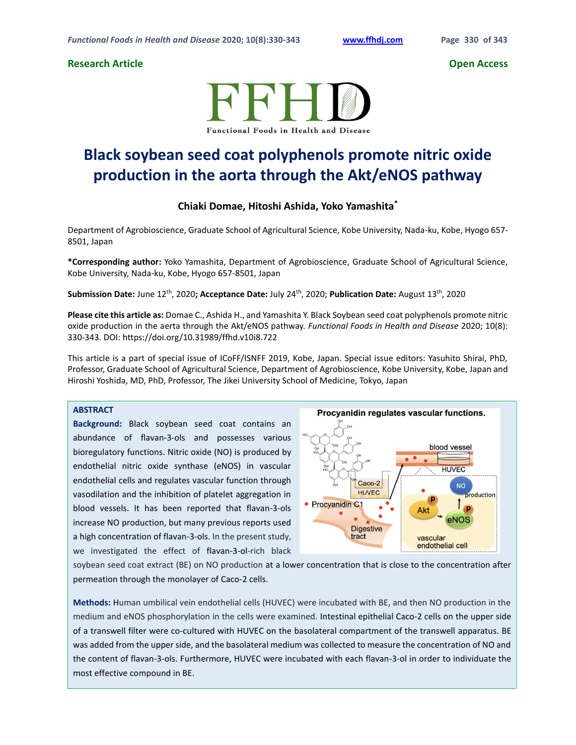**Research Article** **Open Access**

# Black soybean seed coat polyphenols promote nitric oxide production in the aorta through the Akt/eNOS pathway

**Chiaki Domae, Hitoshi Ashida, Yoko Yamashita***

Department of Agrobioscience, Graduate School of Agricultural Science, Kobe University, Nada-ku, Kobe, Hyogo 657-8501, Japan

***Corresponding author:** Yoko Yamashita, Department of Agrobioscience, Graduate School of Agricultural Science, Kobe University, Nada-ku, Kobe, Hyogo 657-8501, Japan

**Submission Date:** June 12th, 2020**; Acceptance Date:** July 24th, 2020; **Publication Date:** August 13th, 2020

**Please cite this article as:** Domae C., Ashida H., and Yamashita Y. Black Soybean seed coat polyphenols promote nitric oxide production in the aerta through the Akt/eNOS pathway. *Functional Foods in Health and Disease* 2020; 10(8): 330-343. DOI: https://doi.org/10.31989/ffhd.v10i8.722

This article is a part of special issue of ICoFF/ISNFF 2019, Kobe, Japan. Special issue editors: Yasuhito Shirai, PhD, Professor, Graduate School of Agricultural Science, Department of Agrobioscience, Kobe University, Kobe, Japan and Hiroshi Yoshida, MD, PhD, Professor, The Jikei University School of Medicine, Tokyo, Japan

## ABSTRACT

**Background:** Black soybean seed coat contains an abundance of flavan-3-ols and possesses various bioregulatory functions. Nitric oxide (NO) is produced by endothelial nitric oxide synthase (eNOS) in vascular endothelial cells and regulates vascular function through vasodilation and the inhibition of platelet aggregation in blood vessels. It has been reported that flavan-3-ols increase NO production, but many previous reports used a high concentration of flavan-3-ols. In the present study, we investigated the effect of flavan-3-ol-rich black soybean seed coat extract (BE) on NO production at a lower concentration that is close to the concentration after permeation through the monolayer of Caco-2 cells.

**Methods:** Human umbilical vein endothelial cells (HUVEC) were incubated with BE, and then NO production in the medium and eNOS phosphorylation in the cells were examined. Intestinal epithelial Caco-2 cells on the upper side of a transwell filter were co-cultured with HUVEC on the basolateral compartment of the transwell apparatus. BE was added from the upper side, and the basolateral medium was collected to measure the concentration of NO and the content of flavan-3-ols. Furthermore, HUVEC were incubated with each flavan-3-ol in order to individuate the most effective compound in BE.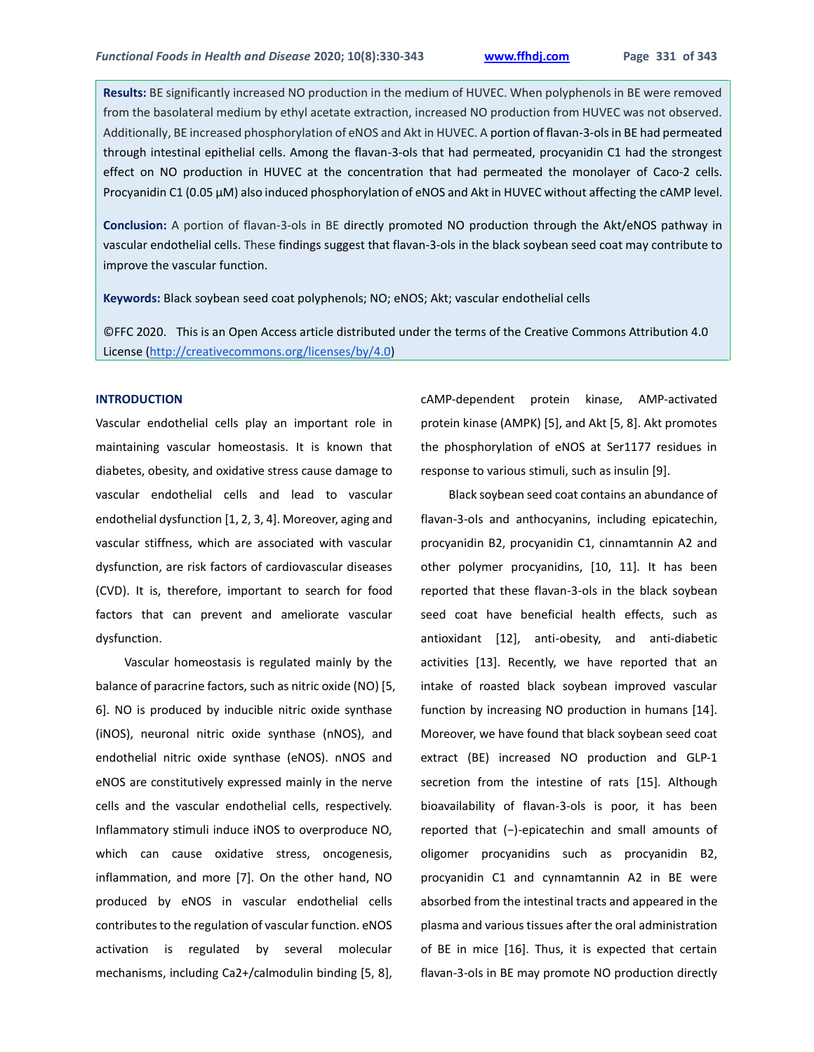**Results:** BE significantly increased NO production in the medium of HUVEC. When polyphenols in BE were removed from the basolateral medium by ethyl acetate extraction, increased NO production from HUVEC was not observed. Additionally, BE increased phosphorylation of eNOS and Akt in HUVEC. A portion of flavan-3-ols in BE had permeated through intestinal epithelial cells. Among the flavan-3-ols that had permeated, procyanidin C1 had the strongest effect on NO production in HUVEC at the concentration that had permeated the monolayer of Caco-2 cells. Procyanidin C1 (0.05 μM) also induced phosphorylation of eNOS and Akt in HUVEC without affecting the cAMP level.

**Conclusion:** A portion of flavan-3-ols in BE directly promoted NO production through the Akt/eNOS pathway in vascular endothelial cells. These findings suggest that flavan-3-ols in the black soybean seed coat may contribute to improve the vascular function.

**Keywords:** Black soybean seed coat polyphenols; NO; eNOS; Akt; vascular endothelial cells

©FFC 2020. This is an Open Access article distributed under the terms of the Creative Commons Attribution 4.0 License (http://creativecommons.org/licenses/by/4.0)

## INTRODUCTION

Vascular endothelial cells play an important role in maintaining vascular homeostasis. It is known that diabetes, obesity, and oxidative stress cause damage to vascular endothelial cells and lead to vascular endothelial dysfunction [1, 2, 3, 4]. Moreover, aging and vascular stiffness, which are associated with vascular dysfunction, are risk factors of cardiovascular diseases (CVD). It is, therefore, important to search for food factors that can prevent and ameliorate vascular dysfunction.

Vascular homeostasis is regulated mainly by the balance of paracrine factors, such as nitric oxide (NO) [5, 6]. NO is produced by inducible nitric oxide synthase (iNOS), neuronal nitric oxide synthase (nNOS), and endothelial nitric oxide synthase (eNOS). nNOS and eNOS are constitutively expressed mainly in the nerve cells and the vascular endothelial cells, respectively. Inflammatory stimuli induce iNOS to overproduce NO, which can cause oxidative stress, oncogenesis, inflammation, and more [7]. On the other hand, NO produced by eNOS in vascular endothelial cells contributes to the regulation of vascular function. eNOS activation is regulated by several molecular mechanisms, including $Ca^{2+}$/calmodulin binding [5, 8], cAMP-dependent protein kinase, AMP-activated protein kinase (AMPK) [5], and Akt [5, 8]. Akt promotes the phosphorylation of eNOS at Ser1177 residues in response to various stimuli, such as insulin [9].

Black soybean seed coat contains an abundance of flavan-3-ols and anthocyanins, including epicatechin, procyanidin B2, procyanidin C1, cinnamtannin A2 and other polymer procyanidins, [10, 11]. It has been reported that these flavan-3-ols in the black soybean seed coat have beneficial health effects, such as antioxidant [12], anti-obesity, and anti-diabetic activities [13]. Recently, we have reported that an intake of roasted black soybean improved vascular function by increasing NO production in humans [14]. Moreover, we have found that black soybean seed coat extract (BE) increased NO production and GLP-1 secretion from the intestine of rats [15]. Although bioavailability of flavan-3-ols is poor, it has been reported that (−)-epicatechin and small amounts of oligomer procyanidins such as procyanidin B2, procyanidin C1 and cynnamtannin A2 in BE were absorbed from the intestinal tracts and appeared in the plasma and various tissues after the oral administration of BE in mice [16]. Thus, it is expected that certain flavan-3-ols in BE may promote NO production directly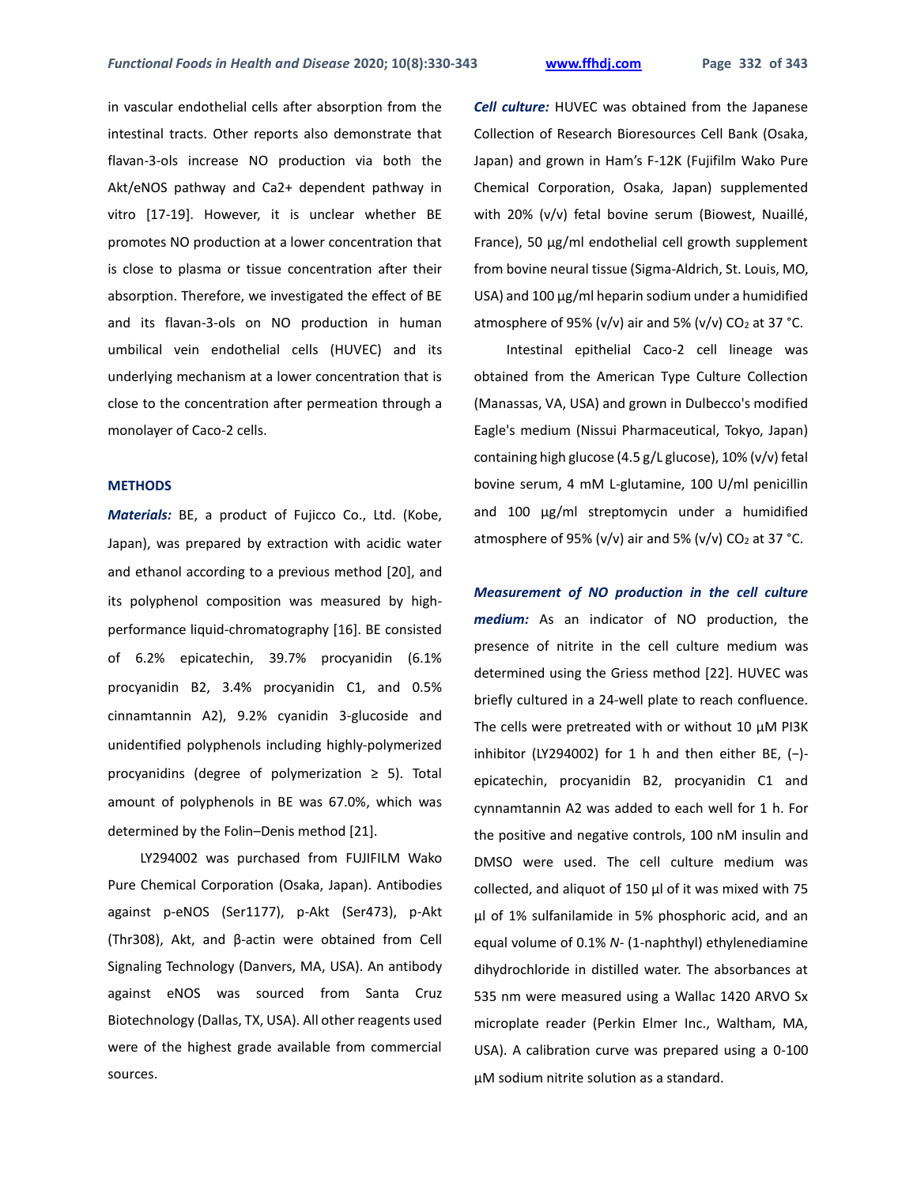in vascular endothelial cells after absorption from the intestinal tracts. Other reports also demonstrate that flavan-3-ols increase NO production via both the Akt/eNOS pathway and Ca2+ dependent pathway in vitro [17-19]. However, it is unclear whether BE promotes NO production at a lower concentration that is close to plasma or tissue concentration after their absorption. Therefore, we investigated the effect of BE and its flavan-3-ols on NO production in human umbilical vein endothelial cells (HUVEC) and its underlying mechanism at a lower concentration that is close to the concentration after permeation through a monolayer of Caco-2 cells.

## METHODS

***Materials:*** BE, a product of Fujicco Co., Ltd. (Kobe, Japan), was prepared by extraction with acidic water and ethanol according to a previous method [20], and its polyphenol composition was measured by high-performance liquid-chromatography [16]. BE consisted of 6.2% epicatechin, 39.7% procyanidin (6.1% procyanidin B2, 3.4% procyanidin C1, and 0.5% cinnamtannin A2), 9.2% cyanidin 3-glucoside and unidentified polyphenols including highly-polymerized procyanidins (degree of polymerization ≥ 5). Total amount of polyphenols in BE was 67.0%, which was determined by the Folin–Denis method [21].

LY294002 was purchased from FUJIFILM Wako Pure Chemical Corporation (Osaka, Japan). Antibodies against p-eNOS (Ser1177), p-Akt (Ser473), p-Akt (Thr308), Akt, and β-actin were obtained from Cell Signaling Technology (Danvers, MA, USA). An antibody against eNOS was sourced from Santa Cruz Biotechnology (Dallas, TX, USA). All other reagents used were of the highest grade available from commercial sources.

***Cell culture:*** HUVEC was obtained from the Japanese Collection of Research Bioresources Cell Bank (Osaka, Japan) and grown in Ham's F-12K (Fujifilm Wako Pure Chemical Corporation, Osaka, Japan) supplemented with 20% (v/v) fetal bovine serum (Biowest, Nuaillé, France), 50 µg/ml endothelial cell growth supplement from bovine neural tissue (Sigma-Aldrich, St. Louis, MO, USA) and 100 µg/ml heparin sodium under a humidified atmosphere of 95% (v/v) air and 5% (v/v) $CO_2$ at 37 °C.

Intestinal epithelial Caco-2 cell lineage was obtained from the American Type Culture Collection (Manassas, VA, USA) and grown in Dulbecco's modified Eagle's medium (Nissui Pharmaceutical, Tokyo, Japan) containing high glucose (4.5 g/L glucose), 10% (v/v) fetal bovine serum, 4 mM L-glutamine, 100 U/ml penicillin and 100 µg/ml streptomycin under a humidified atmosphere of 95% (v/v) air and 5% (v/v) $CO_2$ at 37 °C.

***Measurement of NO production in the cell culture medium:*** As an indicator of NO production, the presence of nitrite in the cell culture medium was determined using the Griess method [22]. HUVEC was briefly cultured in a 24-well plate to reach confluence. The cells were pretreated with or without 10 µM PI3K inhibitor (LY294002) for 1 h and then either BE, (−)-epicatechin, procyanidin B2, procyanidin C1 and cynnamtannin A2 was added to each well for 1 h. For the positive and negative controls, 100 nM insulin and DMSO were used. The cell culture medium was collected, and aliquot of 150 µl of it was mixed with 75 µl of 1% sulfanilamide in 5% phosphoric acid, and an equal volume of 0.1% *N*- (1-naphthyl) ethylenediamine dihydrochloride in distilled water. The absorbances at 535 nm were measured using a Wallac 1420 ARVO Sx microplate reader (Perkin Elmer Inc., Waltham, MA, USA). A calibration curve was prepared using a 0-100 µM sodium nitrite solution as a standard.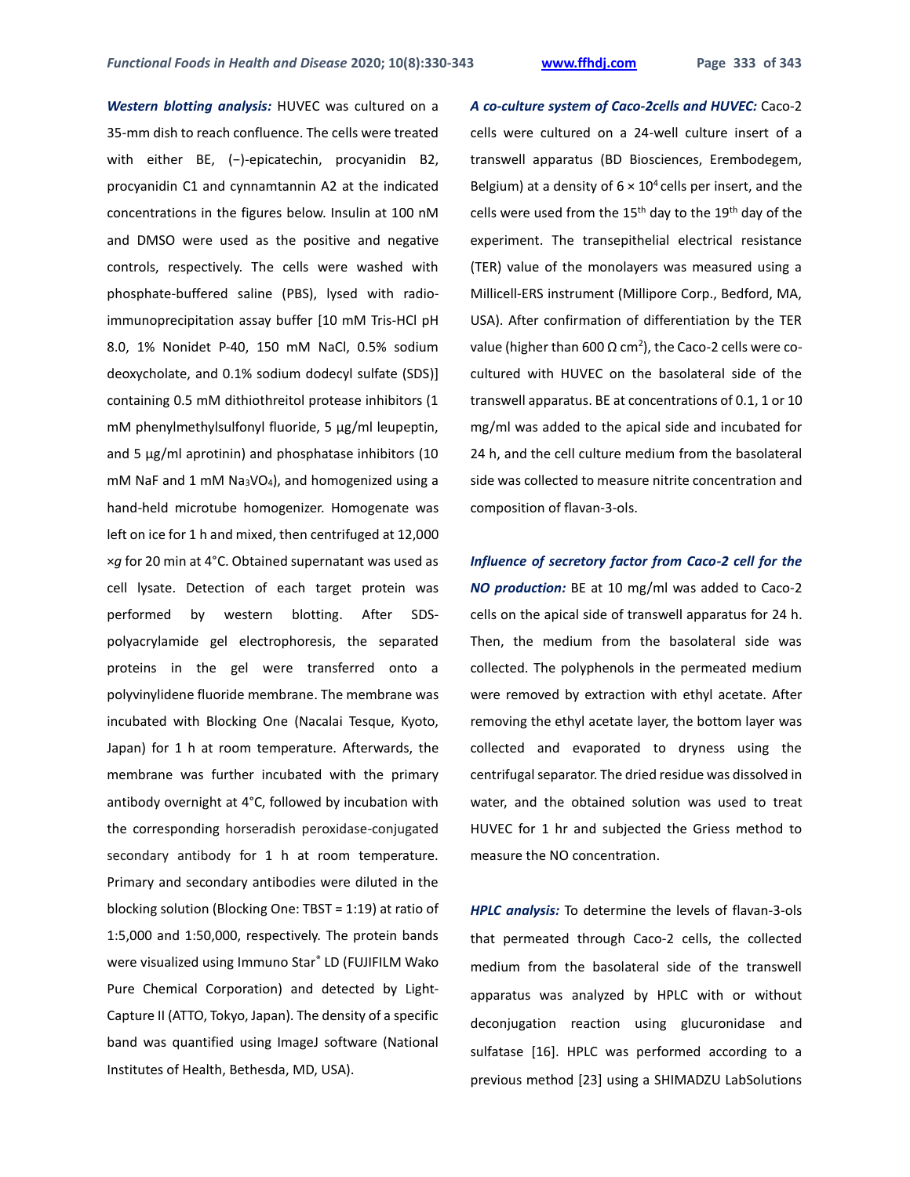***Western blotting analysis:*** HUVEC was cultured on a 35-mm dish to reach confluence. The cells were treated with either BE, (−)-epicatechin, procyanidin B2, procyanidin C1 and cynnamtannin A2 at the indicated concentrations in the figures below. Insulin at 100 nM and DMSO were used as the positive and negative controls, respectively. The cells were washed with phosphate-buffered saline (PBS), lysed with radio-immunoprecipitation assay buffer [10 mM Tris-HCl pH 8.0, 1% Nonidet P-40, 150 mM NaCl, 0.5% sodium deoxycholate, and 0.1% sodium dodecyl sulfate (SDS)] containing 0.5 mM dithiothreitol protease inhibitors (1 mM phenylmethylsulfonyl fluoride, 5 µg/ml leupeptin, and 5 µg/ml aprotinin) and phosphatase inhibitors (10 mM NaF and 1 mM $Na_3VO_4$), and homogenized using a hand-held microtube homogenizer. Homogenate was left on ice for 1 h and mixed, then centrifuged at 12,000 ×*g* for 20 min at 4°C. Obtained supernatant was used as cell lysate. Detection of each target protein was performed by western blotting. After SDS-polyacrylamide gel electrophoresis, the separated proteins in the gel were transferred onto a polyvinylidene fluoride membrane. The membrane was incubated with Blocking One (Nacalai Tesque, Kyoto, Japan) for 1 h at room temperature. Afterwards, the membrane was further incubated with the primary antibody overnight at 4°C, followed by incubation with the corresponding horseradish peroxidase-conjugated secondary antibody for 1 h at room temperature. Primary and secondary antibodies were diluted in the blocking solution (Blocking One: TBST = 1:19) at ratio of 1:5,000 and 1:50,000, respectively. The protein bands were visualized using Immuno Star® LD (FUJIFILM Wako Pure Chemical Corporation) and detected by Light-Capture II (ATTO, Tokyo, Japan). The density of a specific band was quantified using ImageJ software (National Institutes of Health, Bethesda, MD, USA).

***A co-culture system of Caco-2cells and HUVEC:*** Caco-2 cells were cultured on a 24-well culture insert of a transwell apparatus (BD Biosciences, Erembodegem, Belgium) at a density of $6 \times 10^4$ cells per insert, and the cells were used from the 15th day to the 19th day of the experiment. The transepithelial electrical resistance (TER) value of the monolayers was measured using a Millicell-ERS instrument (Millipore Corp., Bedford, MA, USA). After confirmation of differentiation by the TER value (higher than 600 Ω $cm^2$), the Caco-2 cells were co-cultured with HUVEC on the basolateral side of the transwell apparatus. BE at concentrations of 0.1, 1 or 10 mg/ml was added to the apical side and incubated for 24 h, and the cell culture medium from the basolateral side was collected to measure nitrite concentration and composition of flavan-3-ols.

***Influence of secretory factor from Caco-2 cell for the NO production:*** BE at 10 mg/ml was added to Caco-2 cells on the apical side of transwell apparatus for 24 h. Then, the medium from the basolateral side was collected. The polyphenols in the permeated medium were removed by extraction with ethyl acetate. After removing the ethyl acetate layer, the bottom layer was collected and evaporated to dryness using the centrifugal separator. The dried residue was dissolved in water, and the obtained solution was used to treat HUVEC for 1 hr and subjected the Griess method to measure the NO concentration.

***HPLC analysis:*** To determine the levels of flavan-3-ols that permeated through Caco-2 cells, the collected medium from the basolateral side of the transwell apparatus was analyzed by HPLC with or without deconjugation reaction using glucuronidase and sulfatase [16]. HPLC was performed according to a previous method [23] using a SHIMADZU LabSolutions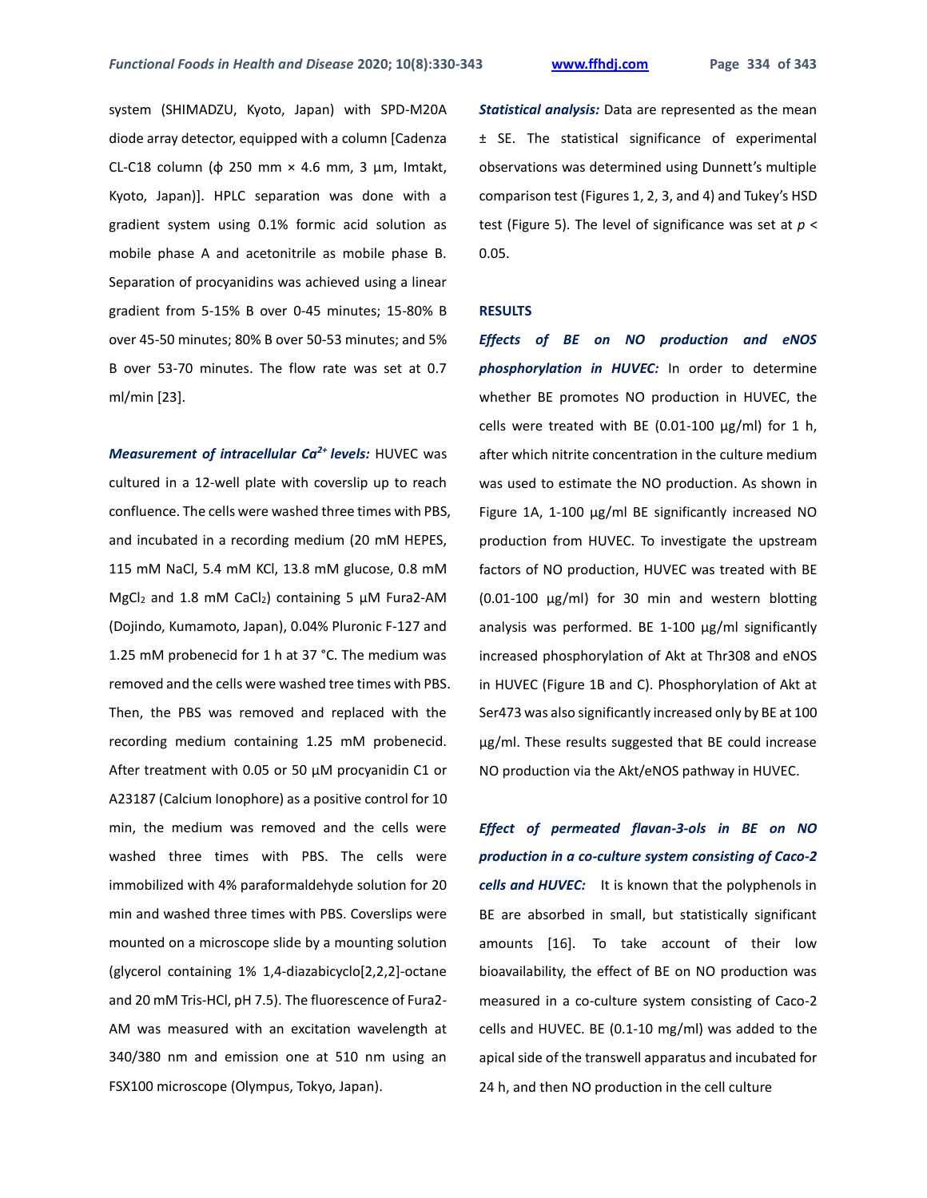system (SHIMADZU, Kyoto, Japan) with SPD-M20A diode array detector, equipped with a column [Cadenza CL-C18 column (ϕ 250 mm × 4.6 mm, 3 µm, Imtakt, Kyoto, Japan)]. HPLC separation was done with a gradient system using 0.1% formic acid solution as mobile phase A and acetonitrile as mobile phase B. Separation of procyanidins was achieved using a linear gradient from 5-15% B over 0-45 minutes; 15-80% B over 45-50 minutes; 80% B over 50-53 minutes; and 5% B over 53-70 minutes. The flow rate was set at 0.7 ml/min [23].

***Measurement of intracellular $Ca^{2+}$ levels:*** HUVEC was cultured in a 12-well plate with coverslip up to reach confluence. The cells were washed three times with PBS, and incubated in a recording medium (20 mM HEPES, 115 mM NaCl, 5.4 mM KCl, 13.8 mM glucose, 0.8 mM $MgCl_2$ and 1.8 mM $CaCl_2$) containing 5 µM Fura2-AM (Dojindo, Kumamoto, Japan), 0.04% Pluronic F-127 and 1.25 mM probenecid for 1 h at 37 °C. The medium was removed and the cells were washed tree times with PBS. Then, the PBS was removed and replaced with the recording medium containing 1.25 mM probenecid. After treatment with 0.05 or 50 µM procyanidin C1 or A23187 (Calcium Ionophore) as a positive control for 10 min, the medium was removed and the cells were washed three times with PBS. The cells were immobilized with 4% paraformaldehyde solution for 20 min and washed three times with PBS. Coverslips were mounted on a microscope slide by a mounting solution (glycerol containing 1% 1,4-diazabicyclo[2,2,2]-octane and 20 mM Tris-HCl, pH 7.5). The fluorescence of Fura2-AM was measured with an excitation wavelength at 340/380 nm and emission one at 510 nm using an FSX100 microscope (Olympus, Tokyo, Japan).

***Statistical analysis:*** Data are represented as the mean ± SE. The statistical significance of experimental observations was determined using Dunnett's multiple comparison test (Figures 1, 2, 3, and 4) and Tukey's HSD test (Figure 5). The level of significance was set at $p < 0.05$.

## RESULTS

***Effects of BE on NO production and eNOS phosphorylation in HUVEC:*** In order to determine whether BE promotes NO production in HUVEC, the cells were treated with BE (0.01-100 µg/ml) for 1 h, after which nitrite concentration in the culture medium was used to estimate the NO production. As shown in Figure 1A, 1-100 µg/ml BE significantly increased NO production from HUVEC. To investigate the upstream factors of NO production, HUVEC was treated with BE (0.01-100 µg/ml) for 30 min and western blotting analysis was performed. BE 1-100 µg/ml significantly increased phosphorylation of Akt at Thr308 and eNOS in HUVEC (Figure 1B and C). Phosphorylation of Akt at Ser473 was also significantly increased only by BE at 100 µg/ml. These results suggested that BE could increase NO production via the Akt/eNOS pathway in HUVEC.

***Effect of permeated flavan-3-ols in BE on NO production in a co-culture system consisting of Caco-2 cells and HUVEC:*** It is known that the polyphenols in BE are absorbed in small, but statistically significant amounts [16]. To take account of their low bioavailability, the effect of BE on NO production was measured in a co-culture system consisting of Caco-2 cells and HUVEC. BE (0.1-10 mg/ml) was added to the apical side of the transwell apparatus and incubated for 24 h, and then NO production in the cell culture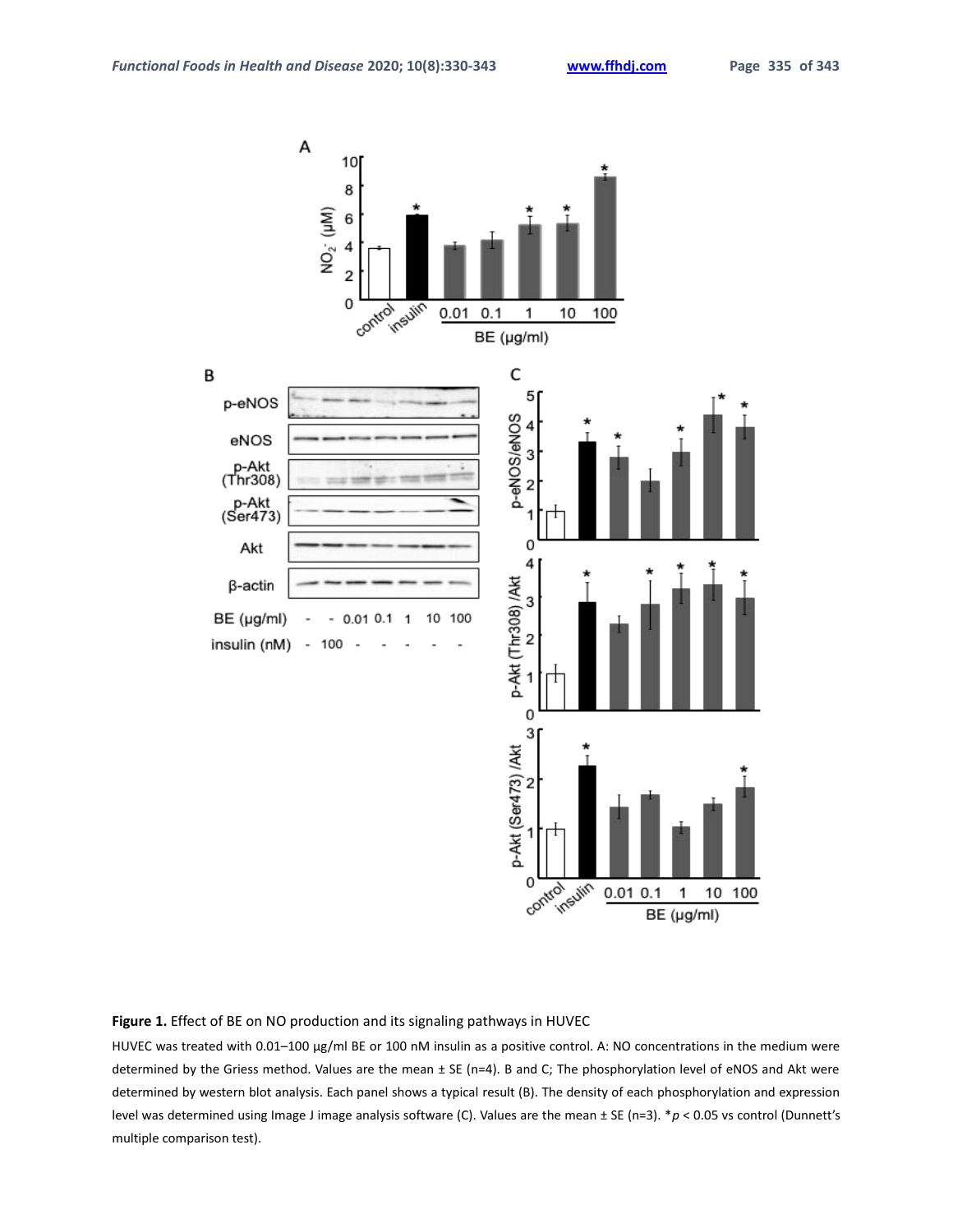**Figure 1.** Effect of BE on NO production and its signaling pathways in HUVEC

HUVEC was treated with 0.01–100 µg/ml BE or 100 nM insulin as a positive control. A: NO concentrations in the medium were determined by the Griess method. Values are the mean ± SE (n=4). B and C; The phosphorylation level of eNOS and Akt were determined by western blot analysis. Each panel shows a typical result (B). The density of each phosphorylation and expression level was determined using Image J image analysis software (C). Values are the mean ± SE (n=3). *$p < 0.05$ vs control (Dunnett's multiple comparison test).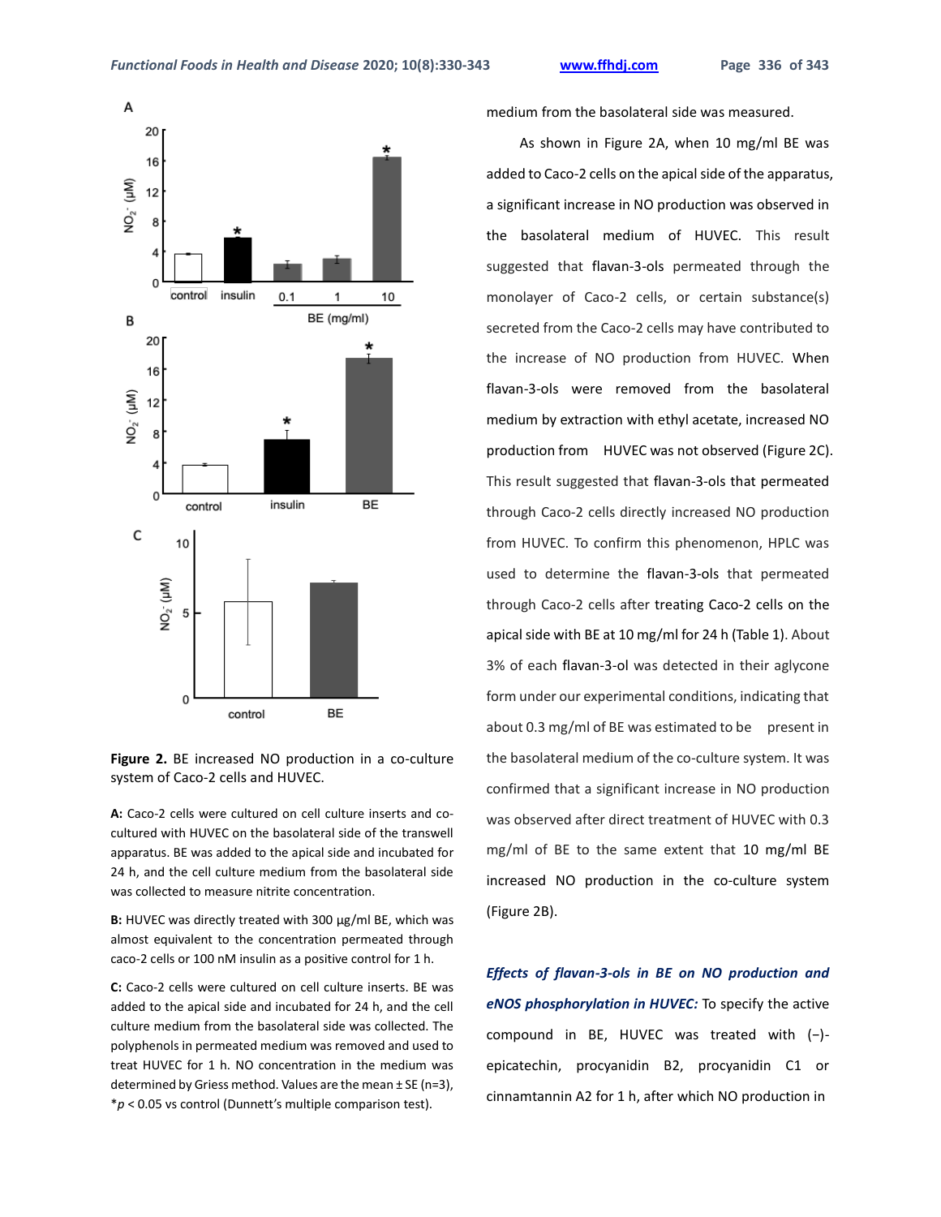Figure 2. BE increased NO production in a co-culture system of Caco-2 cells and HUVEC.

**A:** Caco-2 cells were cultured on cell culture inserts and co-cultured with HUVEC on the basolateral side of the transwell apparatus. BE was added to the apical side and incubated for 24 h, and the cell culture medium from the basolateral side was collected to measure nitrite concentration.

**B:** HUVEC was directly treated with 300 μg/ml BE, which was almost equivalent to the concentration permeated through caco-2 cells or 100 nM insulin as a positive control for 1 h.

**C:** Caco-2 cells were cultured on cell culture inserts. BE was added to the apical side and incubated for 24 h, and the cell culture medium from the basolateral side was collected. The polyphenols in permeated medium was removed and used to treat HUVEC for 1 h. NO concentration in the medium was determined by Griess method. Values are the mean ± SE (n=3), \*$p < 0.05$ vs control (Dunnett's multiple comparison test).

medium from the basolateral side was measured.

As shown in Figure 2A, when 10 mg/ml BE was added to Caco-2 cells on the apical side of the apparatus, a significant increase in NO production was observed in the basolateral medium of HUVEC. This result suggested that flavan-3-ols permeated through the monolayer of Caco-2 cells, or certain substance(s) secreted from the Caco-2 cells may have contributed to the increase of NO production from HUVEC. When flavan-3-ols were removed from the basolateral medium by extraction with ethyl acetate, increased NO production from HUVEC was not observed (Figure 2C). This result suggested that flavan-3-ols that permeated through Caco-2 cells directly increased NO production from HUVEC. To confirm this phenomenon, HPLC was used to determine the flavan-3-ols that permeated through Caco-2 cells after treating Caco-2 cells on the apical side with BE at 10 mg/ml for 24 h (Table 1). About 3% of each flavan-3-ol was detected in their aglycone form under our experimental conditions, indicating that about 0.3 mg/ml of BE was estimated to be present in the basolateral medium of the co-culture system. It was confirmed that a significant increase in NO production was observed after direct treatment of HUVEC with 0.3 mg/ml of BE to the same extent that 10 mg/ml BE increased NO production in the co-culture system (Figure 2B).

***Effects of flavan-3-ols in BE on NO production and eNOS phosphorylation in HUVEC:*** To specify the active compound in BE, HUVEC was treated with (−)-epicatechin, procyanidin B2, procyanidin C1 or cinnamtannin A2 for 1 h, after which NO production in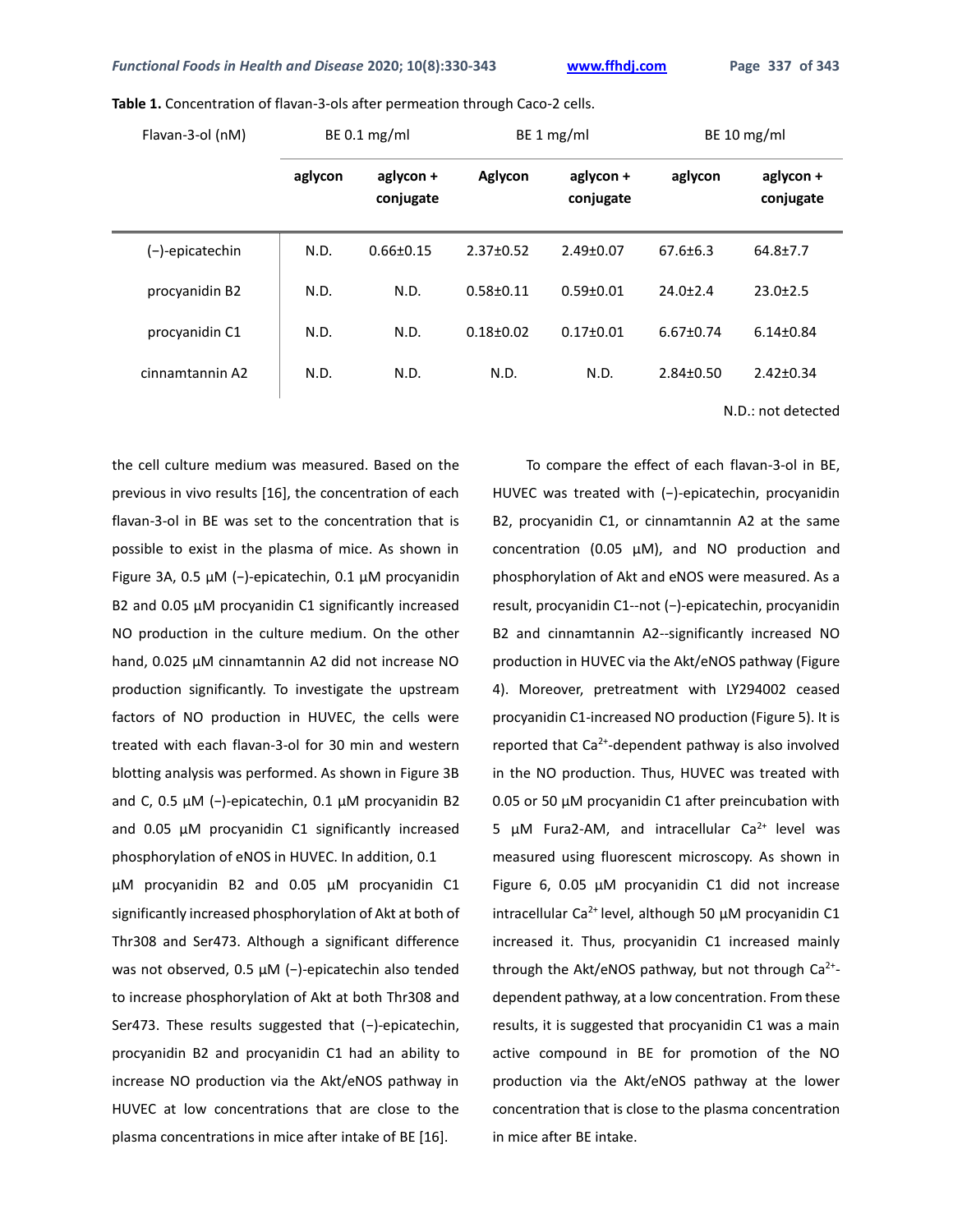**Table 1.** Concentration of flavan-3-ols after permeation through Caco-2 cells.

| Flavan-3-ol (nM) | BE 0.1 mg/ml | | BE 1 mg/ml | | BE 10 mg/ml | |
|---|---|---|---|---|---|---|
| | **aglycon** | **aglycon + conjugate** | **Aglycon** | **aglycon + conjugate** | **aglycon** | **aglycon + conjugate** |
| (−)-epicatechin | N.D. | 0.66±0.15 | 2.37±0.52 | 2.49±0.07 | 67.6±6.3 | 64.8±7.7 |
| procyanidin B2 | N.D. | N.D. | 0.58±0.11 | 0.59±0.01 | 24.0±2.4 | 23.0±2.5 |
| procyanidin C1 | N.D. | N.D. | 0.18±0.02 | 0.17±0.01 | 6.67±0.74 | 6.14±0.84 |
| cinnamtannin A2 | N.D. | N.D. | N.D. | N.D. | 2.84±0.50 | 2.42±0.34 |

N.D.: not detected

the cell culture medium was measured. Based on the previous in vivo results [16], the concentration of each flavan-3-ol in BE was set to the concentration that is possible to exist in the plasma of mice. As shown in Figure 3A, 0.5 µM (−)-epicatechin, 0.1 µM procyanidin B2 and 0.05 µM procyanidin C1 significantly increased NO production in the culture medium. On the other hand, 0.025 µM cinnamtannin A2 did not increase NO production significantly. To investigate the upstream factors of NO production in HUVEC, the cells were treated with each flavan-3-ol for 30 min and western blotting analysis was performed. As shown in Figure 3B and C, 0.5 µM (−)-epicatechin, 0.1 µM procyanidin B2 and 0.05 µM procyanidin C1 significantly increased phosphorylation of eNOS in HUVEC. In addition, 0.1 µM procyanidin B2 and 0.05 µM procyanidin C1 significantly increased phosphorylation of Akt at both of Thr308 and Ser473. Although a significant difference was not observed, 0.5 µM (−)-epicatechin also tended to increase phosphorylation of Akt at both Thr308 and Ser473. These results suggested that (−)-epicatechin, procyanidin B2 and procyanidin C1 had an ability to increase NO production via the Akt/eNOS pathway in HUVEC at low concentrations that are close to the plasma concentrations in mice after intake of BE [16].

To compare the effect of each flavan-3-ol in BE, HUVEC was treated with (−)-epicatechin, procyanidin B2, procyanidin C1, or cinnamtannin A2 at the same concentration (0.05 µM), and NO production and phosphorylation of Akt and eNOS were measured. As a result, procyanidin C1--not (−)-epicatechin, procyanidin B2 and cinnamtannin A2--significantly increased NO production in HUVEC via the Akt/eNOS pathway (Figure 4). Moreover, pretreatment with LY294002 ceased procyanidin C1-increased NO production (Figure 5). It is reported that $Ca^{2+}$-dependent pathway is also involved in the NO production. Thus, HUVEC was treated with 0.05 or 50 µM procyanidin C1 after preincubation with 5 µM Fura2-AM, and intracellular $Ca^{2+}$ level was measured using fluorescent microscopy. As shown in Figure 6, 0.05 µM procyanidin C1 did not increase intracellular $Ca^{2+}$ level, although 50 µM procyanidin C1 increased it. Thus, procyanidin C1 increased mainly through the Akt/eNOS pathway, but not through $Ca^{2+}$-dependent pathway, at a low concentration. From these results, it is suggested that procyanidin C1 was a main active compound in BE for promotion of the NO production via the Akt/eNOS pathway at the lower concentration that is close to the plasma concentration in mice after BE intake.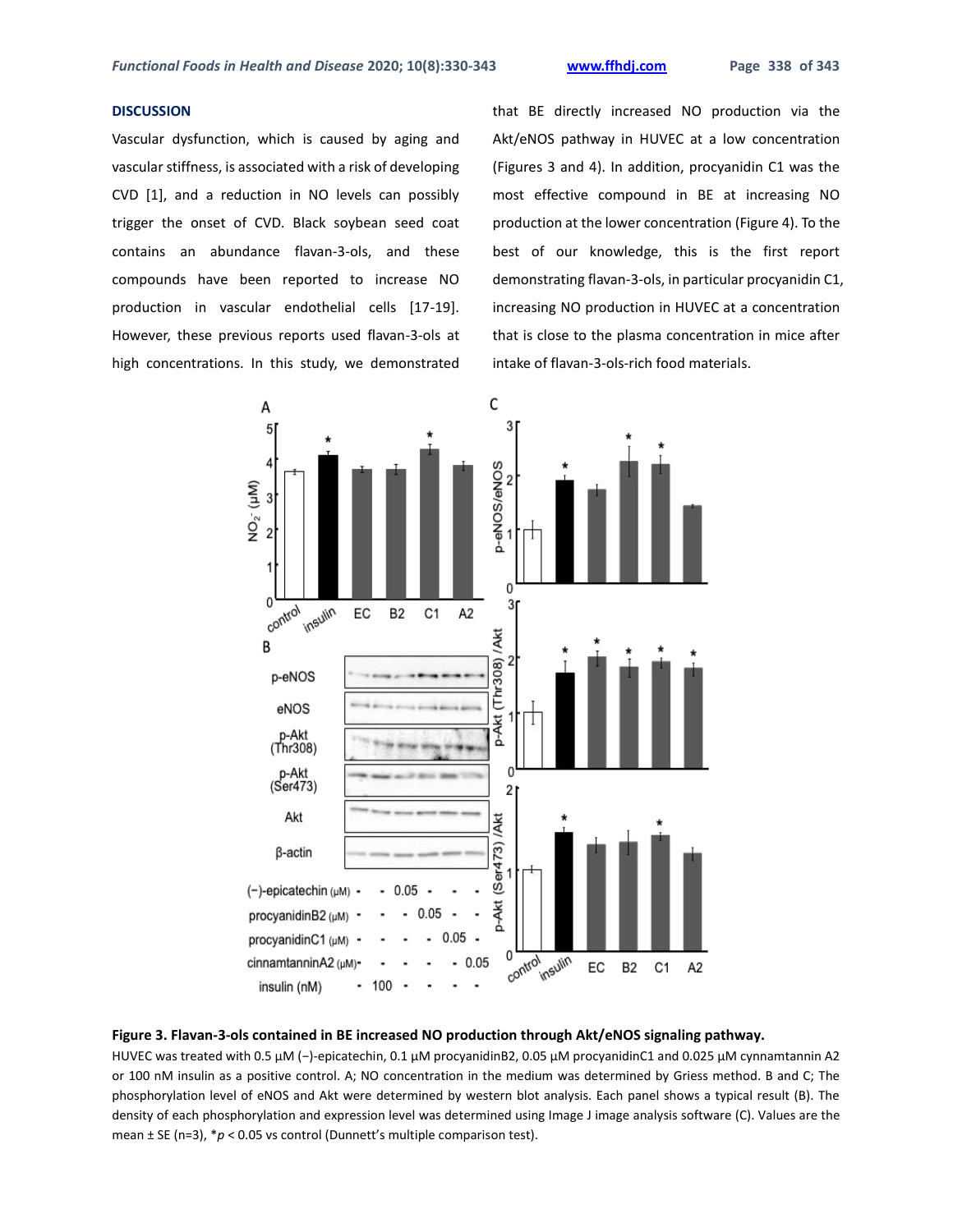## DISCUSSION

Vascular dysfunction, which is caused by aging and vascular stiffness, is associated with a risk of developing CVD [1], and a reduction in NO levels can possibly trigger the onset of CVD. Black soybean seed coat contains an abundance flavan-3-ols, and these compounds have been reported to increase NO production in vascular endothelial cells [17-19]. However, these previous reports used flavan-3-ols at high concentrations. In this study, we demonstrated that BE directly increased NO production via the Akt/eNOS pathway in HUVEC at a low concentration (Figures 3 and 4). In addition, procyanidin C1 was the most effective compound in BE at increasing NO production at the lower concentration (Figure 4). To the best of our knowledge, this is the first report demonstrating flavan-3-ols, in particular procyanidin C1, increasing NO production in HUVEC at a concentration that is close to the plasma concentration in mice after intake of flavan-3-ols-rich food materials.

**Figure 3. Flavan-3-ols contained in BE increased NO production through Akt/eNOS signaling pathway.**

HUVEC was treated with 0.5 µM (−)-epicatechin, 0.1 µM procyanidinB2, 0.05 µM procyanidinC1 and 0.025 µM cynnamtannin A2 or 100 nM insulin as a positive control. A; NO concentration in the medium was determined by Griess method. B and C; The phosphorylation level of eNOS and Akt were determined by western blot analysis. Each panel shows a typical result (B). The density of each phosphorylation and expression level was determined using Image J image analysis software (C). Values are the mean ± SE (n=3), \*$p < 0.05$ vs control (Dunnett's multiple comparison test).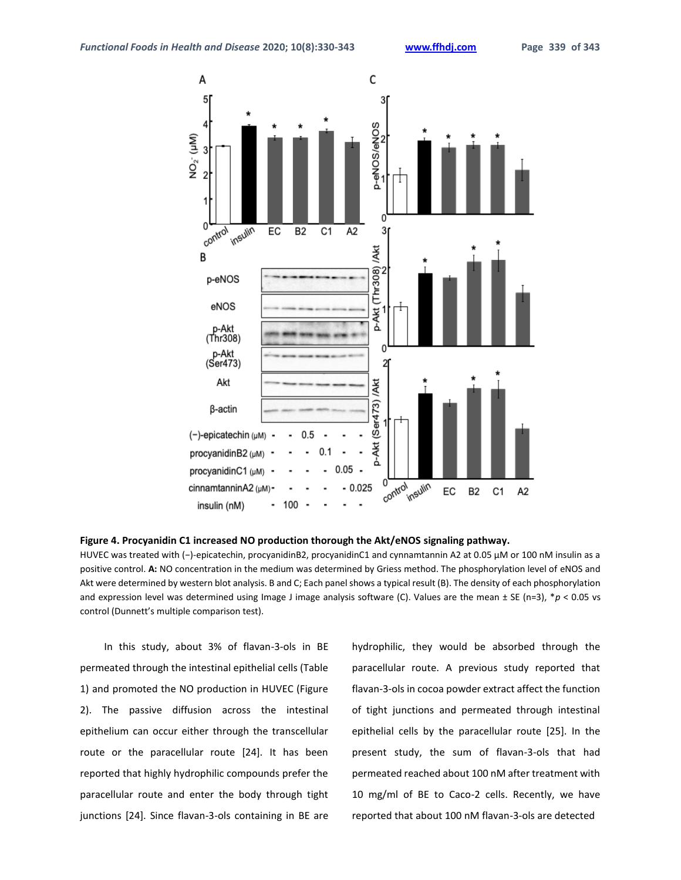**Figure 4. Procyanidin C1 increased NO production thorough the Akt/eNOS signaling pathway.**

HUVEC was treated with (−)-epicatechin, procyanidinB2, procyanidinC1 and cynnamtannin A2 at 0.05 μM or 100 nM insulin as a positive control. **A:** NO concentration in the medium was determined by Griess method. The phosphorylation level of eNOS and Akt were determined by western blot analysis. B and C; Each panel shows a typical result (B). The density of each phosphorylation and expression level was determined using Image J image analysis software (C). Values are the mean ± SE (n=3), \**p* < 0.05 vs control (Dunnett's multiple comparison test).

In this study, about 3% of flavan-3-ols in BE permeated through the intestinal epithelial cells (Table 1) and promoted the NO production in HUVEC (Figure 2). The passive diffusion across the intestinal epithelium can occur either through the transcellular route or the paracellular route [24]. It has been reported that highly hydrophilic compounds prefer the paracellular route and enter the body through tight junctions [24]. Since flavan-3-ols containing in BE are hydrophilic, they would be absorbed through the paracellular route. A previous study reported that flavan-3-ols in cocoa powder extract affect the function of tight junctions and permeated through intestinal epithelial cells by the paracellular route [25]. In the present study, the sum of flavan-3-ols that had permeated reached about 100 nM after treatment with 10 mg/ml of BE to Caco-2 cells. Recently, we have reported that about 100 nM flavan-3-ols are detected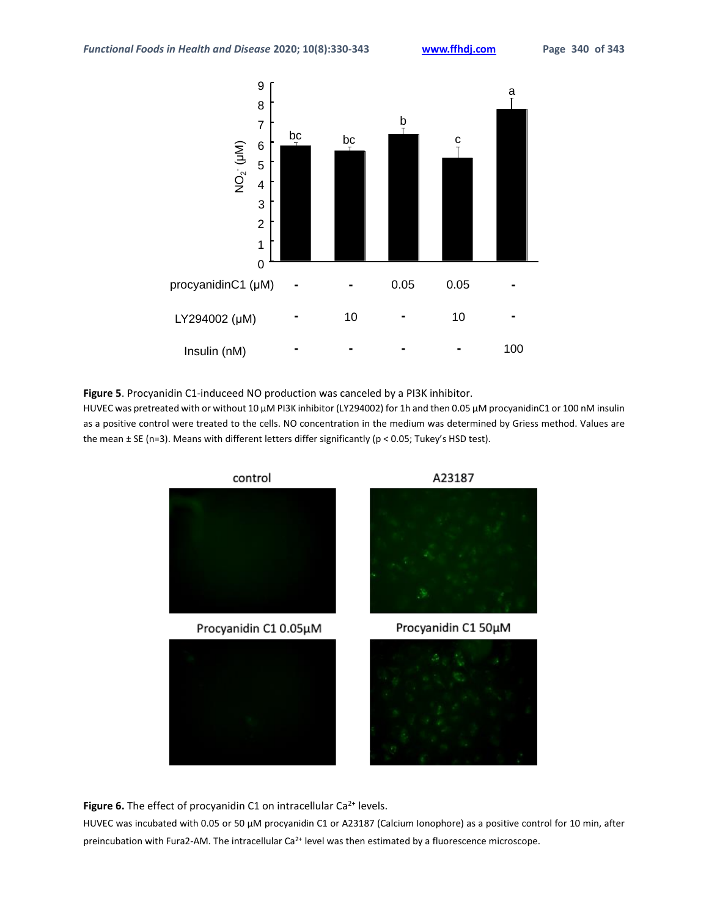**Figure 5**. Procyanidin C1-induceed NO production was canceled by a PI3K inhibitor.

HUVEC was pretreated with or without 10 μM PI3K inhibitor (LY294002) for 1h and then 0.05 μM procyanidinC1 or 100 nM insulin as a positive control were treated to the cells. NO concentration in the medium was determined by Griess method. Values are the mean ± SE (n=3). Means with different letters differ significantly ($p < 0.05$; Tukey's HSD test).

**Figure 6.** The effect of procyanidin C1 on intracellular $Ca^{2+}$ levels.

HUVEC was incubated with 0.05 or 50 μM procyanidin C1 or A23187 (Calcium Ionophore) as a positive control for 10 min, after preincubation with Fura2-AM. The intracellular $Ca^{2+}$ level was then estimated by a fluorescence microscope.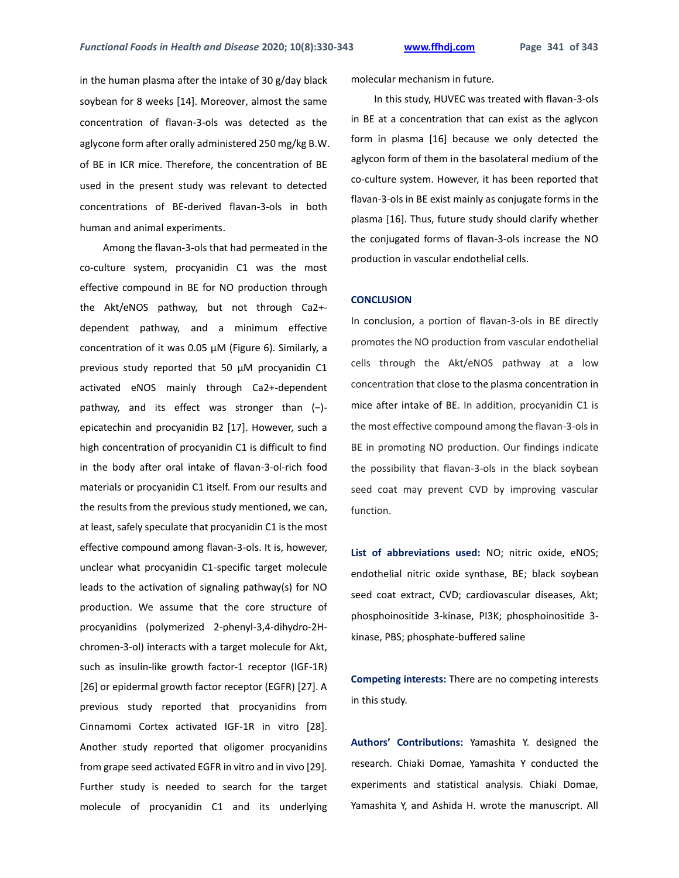in the human plasma after the intake of 30 g/day black soybean for 8 weeks [14]. Moreover, almost the same concentration of flavan-3-ols was detected as the aglycone form after orally administered 250 mg/kg B.W. of BE in ICR mice. Therefore, the concentration of BE used in the present study was relevant to detected concentrations of BE-derived flavan-3-ols in both human and animal experiments.

Among the flavan-3-ols that had permeated in the co-culture system, procyanidin C1 was the most effective compound in BE for NO production through the Akt/eNOS pathway, but not through $Ca^{2+}$-dependent pathway, and a minimum effective concentration of it was 0.05 μM (Figure 6). Similarly, a previous study reported that 50 μM procyanidin C1 activated eNOS mainly through $Ca^{2+}$-dependent pathway, and its effect was stronger than (−)-epicatechin and procyanidin B2 [17]. However, such a high concentration of procyanidin C1 is difficult to find in the body after oral intake of flavan-3-ol-rich food materials or procyanidin C1 itself. From our results and the results from the previous study mentioned, we can, at least, safely speculate that procyanidin C1 is the most effective compound among flavan-3-ols. It is, however, unclear what procyanidin C1-specific target molecule leads to the activation of signaling pathway(s) for NO production. We assume that the core structure of procyanidins (polymerized 2-phenyl-3,4-dihydro-2H-chromen-3-ol) interacts with a target molecule for Akt, such as insulin-like growth factor-1 receptor (IGF-1R) [26] or epidermal growth factor receptor (EGFR) [27]. A previous study reported that procyanidins from Cinnamomi Cortex activated IGF-1R in vitro [28]. Another study reported that oligomer procyanidins from grape seed activated EGFR in vitro and in vivo [29]. Further study is needed to search for the target molecule of procyanidin C1 and its underlying molecular mechanism in future.

In this study, HUVEC was treated with flavan-3-ols in BE at a concentration that can exist as the aglycon form in plasma [16] because we only detected the aglycon form of them in the basolateral medium of the co-culture system. However, it has been reported that flavan-3-ols in BE exist mainly as conjugate forms in the plasma [16]. Thus, future study should clarify whether the conjugated forms of flavan-3-ols increase the NO production in vascular endothelial cells.

## CONCLUSION

In conclusion, a portion of flavan-3-ols in BE directly promotes the NO production from vascular endothelial cells through the Akt/eNOS pathway at a low concentration that close to the plasma concentration in mice after intake of BE. In addition, procyanidin C1 is the most effective compound among the flavan-3-ols in BE in promoting NO production. Our findings indicate the possibility that flavan-3-ols in the black soybean seed coat may prevent CVD by improving vascular function.

**List of abbreviations used:** NO; nitric oxide, eNOS; endothelial nitric oxide synthase, BE; black soybean seed coat extract, CVD; cardiovascular diseases, Akt; phosphoinositide 3-kinase, PI3K; phosphoinositide 3-kinase, PBS; phosphate-buffered saline

**Competing interests:** There are no competing interests in this study.

**Authors' Contributions:** Yamashita Y. designed the research. Chiaki Domae, Yamashita Y conducted the experiments and statistical analysis. Chiaki Domae, Yamashita Y, and Ashida H. wrote the manuscript. All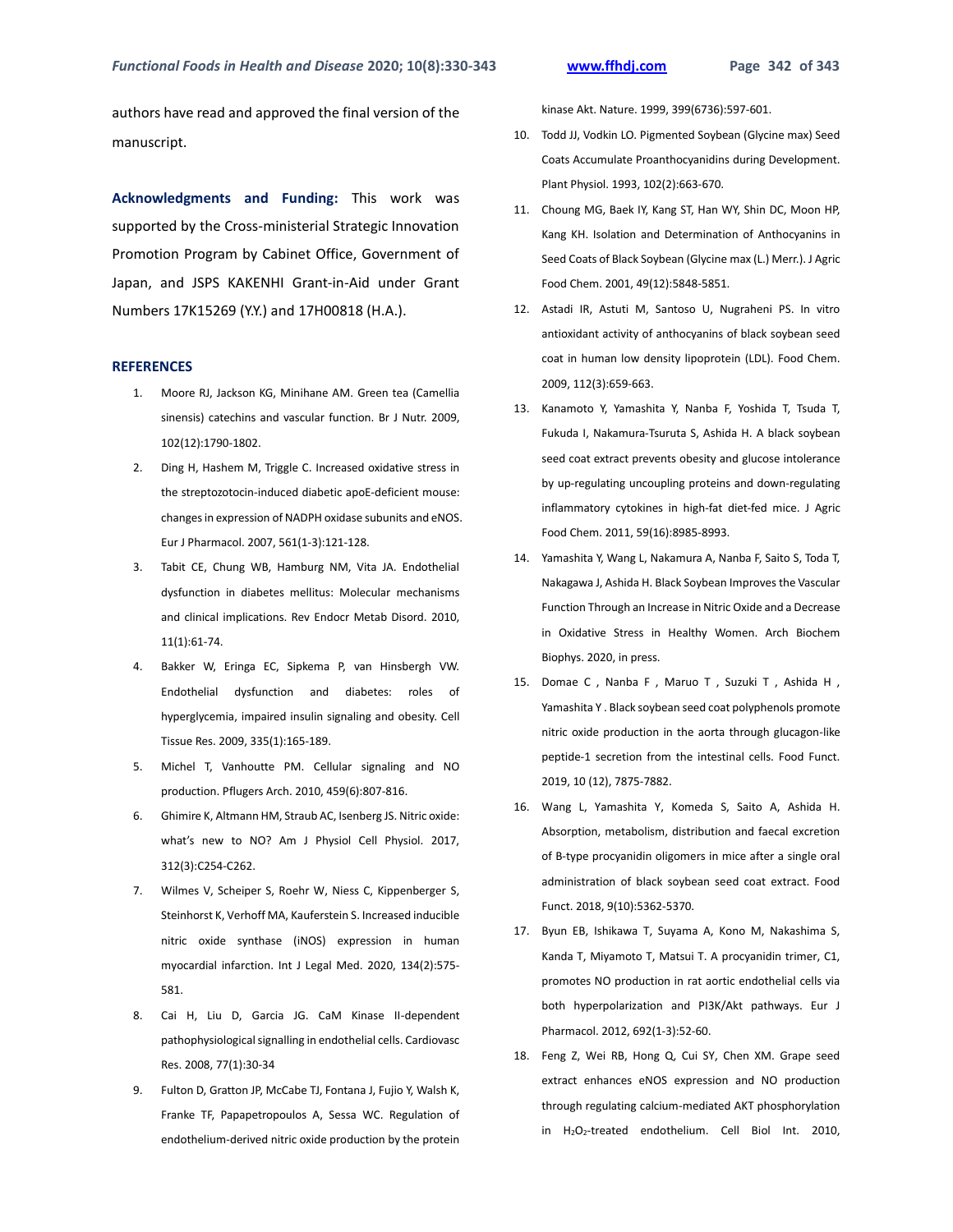authors have read and approved the final version of the manuscript.

**Acknowledgments and Funding:** This work was supported by the Cross-ministerial Strategic Innovation Promotion Program by Cabinet Office, Government of Japan, and JSPS KAKENHI Grant-in-Aid under Grant Numbers 17K15269 (Y.Y.) and 17H00818 (H.A.).

## REFERENCES

1. Moore RJ, Jackson KG, Minihane AM. Green tea (Camellia sinensis) catechins and vascular function. Br J Nutr. 2009, 102(12):1790-1802.
2. Ding H, Hashem M, Triggle C. Increased oxidative stress in the streptozotocin-induced diabetic apoE-deficient mouse: changes in expression of NADPH oxidase subunits and eNOS. Eur J Pharmacol. 2007, 561(1-3):121-128.
3. Tabit CE, Chung WB, Hamburg NM, Vita JA. Endothelial dysfunction in diabetes mellitus: Molecular mechanisms and clinical implications. Rev Endocr Metab Disord. 2010, 11(1):61-74.
4. Bakker W, Eringa EC, Sipkema P, van Hinsbergh VW. Endothelial dysfunction and diabetes: roles of hyperglycemia, impaired insulin signaling and obesity. Cell Tissue Res. 2009, 335(1):165-189.
5. Michel T, Vanhoutte PM. Cellular signaling and NO production. Pflugers Arch. 2010, 459(6):807-816.
6. Ghimire K, Altmann HM, Straub AC, Isenberg JS. Nitric oxide: what's new to NO? Am J Physiol Cell Physiol. 2017, 312(3):C254-C262.
7. Wilmes V, Scheiper S, Roehr W, Niess C, Kippenberger S, Steinhorst K, Verhoff MA, Kauferstein S. Increased inducible nitric oxide synthase (iNOS) expression in human myocardial infarction. Int J Legal Med. 2020, 134(2):575-581.
8. Cai H, Liu D, Garcia JG. CaM Kinase II-dependent pathophysiological signalling in endothelial cells. Cardiovasc Res. 2008, 77(1):30-34
9. Fulton D, Gratton JP, McCabe TJ, Fontana J, Fujio Y, Walsh K, Franke TF, Papapetropoulos A, Sessa WC. Regulation of endothelium-derived nitric oxide production by the protein kinase Akt. Nature. 1999, 399(6736):597-601.
10. Todd JJ, Vodkin LO. Pigmented Soybean (Glycine max) Seed Coats Accumulate Proanthocyanidins during Development. Plant Physiol. 1993, 102(2):663-670.
11. Choung MG, Baek IY, Kang ST, Han WY, Shin DC, Moon HP, Kang KH. Isolation and Determination of Anthocyanins in Seed Coats of Black Soybean (Glycine max (L.) Merr.). J Agric Food Chem. 2001, 49(12):5848-5851.
12. Astadi IR, Astuti M, Santoso U, Nugraheni PS. In vitro antioxidant activity of anthocyanins of black soybean seed coat in human low density lipoprotein (LDL). Food Chem. 2009, 112(3):659-663.
13. Kanamoto Y, Yamashita Y, Nanba F, Yoshida T, Tsuda T, Fukuda I, Nakamura-Tsuruta S, Ashida H. A black soybean seed coat extract prevents obesity and glucose intolerance by up-regulating uncoupling proteins and down-regulating inflammatory cytokines in high-fat diet-fed mice. J Agric Food Chem. 2011, 59(16):8985-8993.
14. Yamashita Y, Wang L, Nakamura A, Nanba F, Saito S, Toda T, Nakagawa J, Ashida H. Black Soybean Improves the Vascular Function Through an Increase in Nitric Oxide and a Decrease in Oxidative Stress in Healthy Women. Arch Biochem Biophys. 2020, in press.
15. Domae C , Nanba F , Maruo T , Suzuki T , Ashida H , Yamashita Y . Black soybean seed coat polyphenols promote nitric oxide production in the aorta through glucagon-like peptide-1 secretion from the intestinal cells. Food Funct. 2019, 10 (12), 7875-7882.
16. Wang L, Yamashita Y, Komeda S, Saito A, Ashida H. Absorption, metabolism, distribution and faecal excretion of B-type procyanidin oligomers in mice after a single oral administration of black soybean seed coat extract. Food Funct. 2018, 9(10):5362-5370.
17. Byun EB, Ishikawa T, Suyama A, Kono M, Nakashima S, Kanda T, Miyamoto T, Matsui T. A procyanidin trimer, C1, promotes NO production in rat aortic endothelial cells via both hyperpolarization and PI3K/Akt pathways. Eur J Pharmacol. 2012, 692(1-3):52-60.
18. Feng Z, Wei RB, Hong Q, Cui SY, Chen XM. Grape seed extract enhances eNOS expression and NO production through regulating calcium-mediated AKT phosphorylation in $H_2O_2$-treated endothelium. Cell Biol Int. 2010,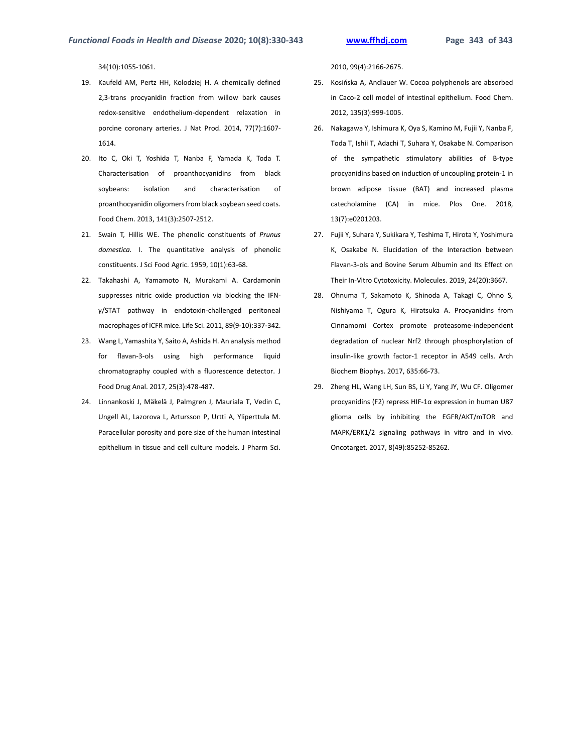34(10):1055-1061.

19. Kaufeld AM, Pertz HH, Kolodziej H. A chemically defined 2,3-trans procyanidin fraction from willow bark causes redox-sensitive endothelium-dependent relaxation in porcine coronary arteries. J Nat Prod. 2014, 77(7):1607-1614.
20. Ito C, Oki T, Yoshida T, Nanba F, Yamada K, Toda T. Characterisation of proanthocyanidins from black soybeans: isolation and characterisation of proanthocyanidin oligomers from black soybean seed coats. Food Chem. 2013, 141(3):2507-2512.
21. Swain T, Hillis WE. The phenolic constituents of *Prunus domestica.* I. The quantitative analysis of phenolic constituents. J Sci Food Agric. 1959, 10(1):63-68.
22. Takahashi A, Yamamoto N, Murakami A. Cardamonin suppresses nitric oxide production via blocking the IFN-γ/STAT pathway in endotoxin-challenged peritoneal macrophages of ICFR mice. Life Sci. 2011, 89(9-10):337-342.
23. Wang L, Yamashita Y, Saito A, Ashida H. An analysis method for flavan-3-ols using high performance liquid chromatography coupled with a fluorescence detector. J Food Drug Anal. 2017, 25(3):478-487.
24. Linnankoski J, Mäkelä J, Palmgren J, Mauriala T, Vedin C, Ungell AL, Lazorova L, Artursson P, Urtti A, Yliperttula M. Paracellular porosity and pore size of the human intestinal epithelium in tissue and cell culture models. J Pharm Sci. 2010, 99(4):2166-2675.
25. Kosińska A, Andlauer W. Cocoa polyphenols are absorbed in Caco-2 cell model of intestinal epithelium. Food Chem. 2012, 135(3):999-1005.
26. Nakagawa Y, Ishimura K, Oya S, Kamino M, Fujii Y, Nanba F, Toda T, Ishii T, Adachi T, Suhara Y, Osakabe N. Comparison of the sympathetic stimulatory abilities of B-type procyanidins based on induction of uncoupling protein-1 in brown adipose tissue (BAT) and increased plasma catecholamine (CA) in mice. Plos One. 2018, 13(7):e0201203.
27. Fujii Y, Suhara Y, Sukikara Y, Teshima T, Hirota Y, Yoshimura K, Osakabe N. Elucidation of the Interaction between Flavan-3-ols and Bovine Serum Albumin and Its Effect on Their In-Vitro Cytotoxicity. Molecules. 2019, 24(20):3667.
28. Ohnuma T, Sakamoto K, Shinoda A, Takagi C, Ohno S, Nishiyama T, Ogura K, Hiratsuka A. Procyanidins from Cinnamomi Cortex promote proteasome-independent degradation of nuclear Nrf2 through phosphorylation of insulin-like growth factor-1 receptor in A549 cells. Arch Biochem Biophys. 2017, 635:66-73.
29. Zheng HL, Wang LH, Sun BS, Li Y, Yang JY, Wu CF. Oligomer procyanidins (F2) repress HIF-1α expression in human U87 glioma cells by inhibiting the EGFR/AKT/mTOR and MAPK/ERK1/2 signaling pathways in vitro and in vivo. Oncotarget. 2017, 8(49):85252-85262.